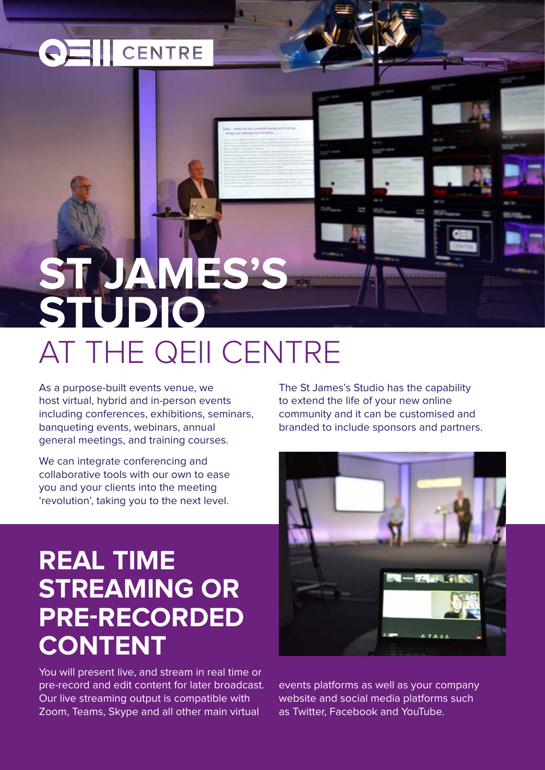# ST JAMES'S STUDIO
## AT THE QEII CENTRE

As a purpose-built events venue, we host virtual, hybrid and in-person events including conferences, exhibitions, seminars, banqueting events, webinars, annual general meetings, and training courses.

We can integrate conferencing and collaborative tools with our own to ease you and your clients into the meeting 'revolution', taking you to the next level.

The St James's Studio has the capability to extend the life of your new online community and it can be customised and branded to include sponsors and partners.

## REAL TIME STREAMING OR PRE-RECORDED CONTENT

You will present live, and stream in real time or pre-record and edit content for later broadcast. Our live streaming output is compatible with Zoom, Teams, Skype and all other main virtual events platforms as well as your company website and social media platforms such as Twitter, Facebook and YouTube.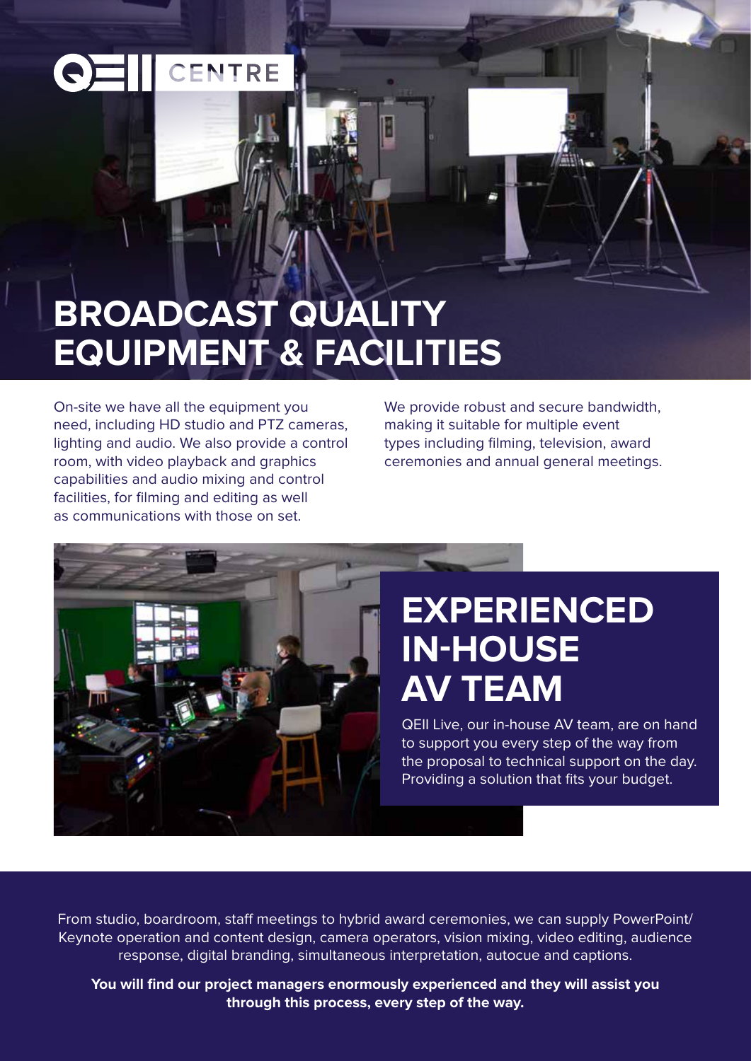# BROADCAST QUALITY EQUIPMENT & FACILITIES

On-site we have all the equipment you need, including HD studio and PTZ cameras, lighting and audio. We also provide a control room, with video playback and graphics capabilities and audio mixing and control facilities, for filming and editing as well as communications with those on set.

We provide robust and secure bandwidth, making it suitable for multiple event types including filming, television, award ceremonies and annual general meetings.

## EXPERIENCED IN-HOUSE AV TEAM

QEII Live, our in-house AV team, are on hand to support you every step of the way from the proposal to technical support on the day. Providing a solution that fits your budget.

From studio, boardroom, staff meetings to hybrid award ceremonies, we can supply PowerPoint/Keynote operation and content design, camera operators, vision mixing, video editing, audience response, digital branding, simultaneous interpretation, autocue and captions.

**You will find our project managers enormously experienced and they will assist you through this process, every step of the way.**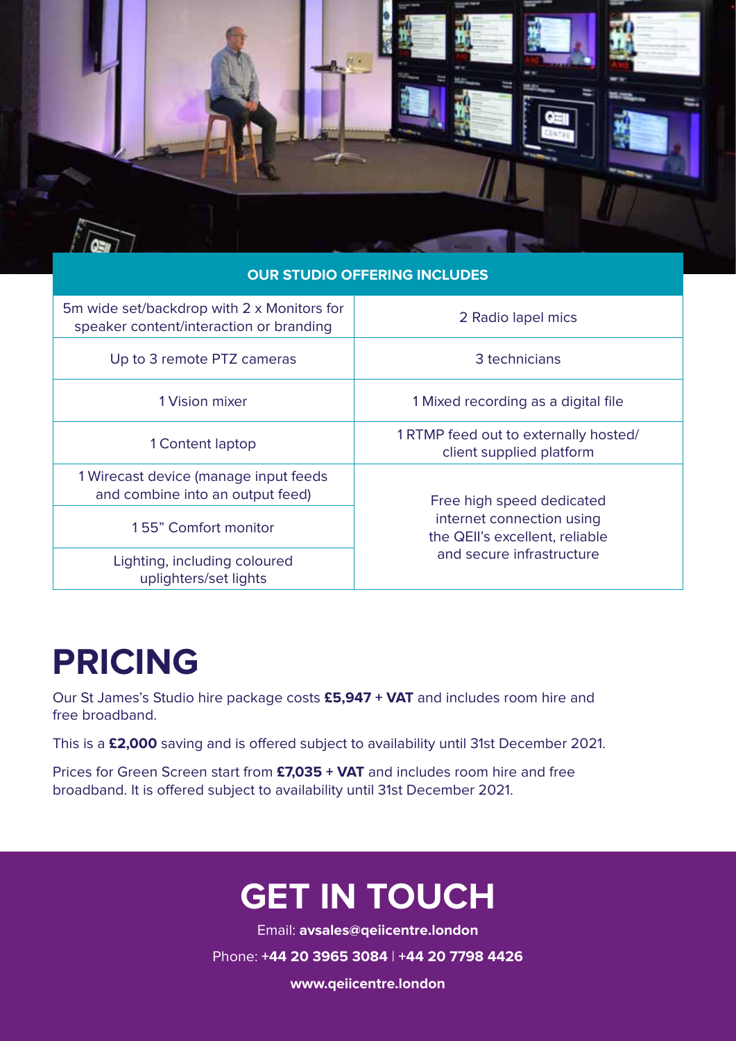| OUR STUDIO OFFERING INCLUDES | |
| --- | --- |
| 5m wide set/backdrop with 2 x Monitors for speaker content/interaction or branding | 2 Radio lapel mics |
| Up to 3 remote PTZ cameras | 3 technicians |
| 1 Vision mixer | 1 Mixed recording as a digital file |
| 1 Content laptop | 1 RTMP feed out to externally hosted/ client supplied platform |
| 1 Wirecast device (manage input feeds and combine into an output feed) | Free high speed dedicated internet connection using the QEII's excellent, reliable and secure infrastructure |
| 1 55" Comfort monitor | |
| Lighting, including coloured uplighters/set lights | |

# PRICING

Our St James's Studio hire package costs **£5,947 + VAT** and includes room hire and free broadband.

This is a **£2,000** saving and is offered subject to availability until 31st December 2021.

Prices for Green Screen start from **£7,035 + VAT** and includes room hire and free broadband. It is offered subject to availability until 31st December 2021.

# GET IN TOUCH

Email: **avsales@qeiicentre.london**

Phone: **+44 20 3965 3084** | **+44 20 7798 4426**

**www.qeiicentre.london**